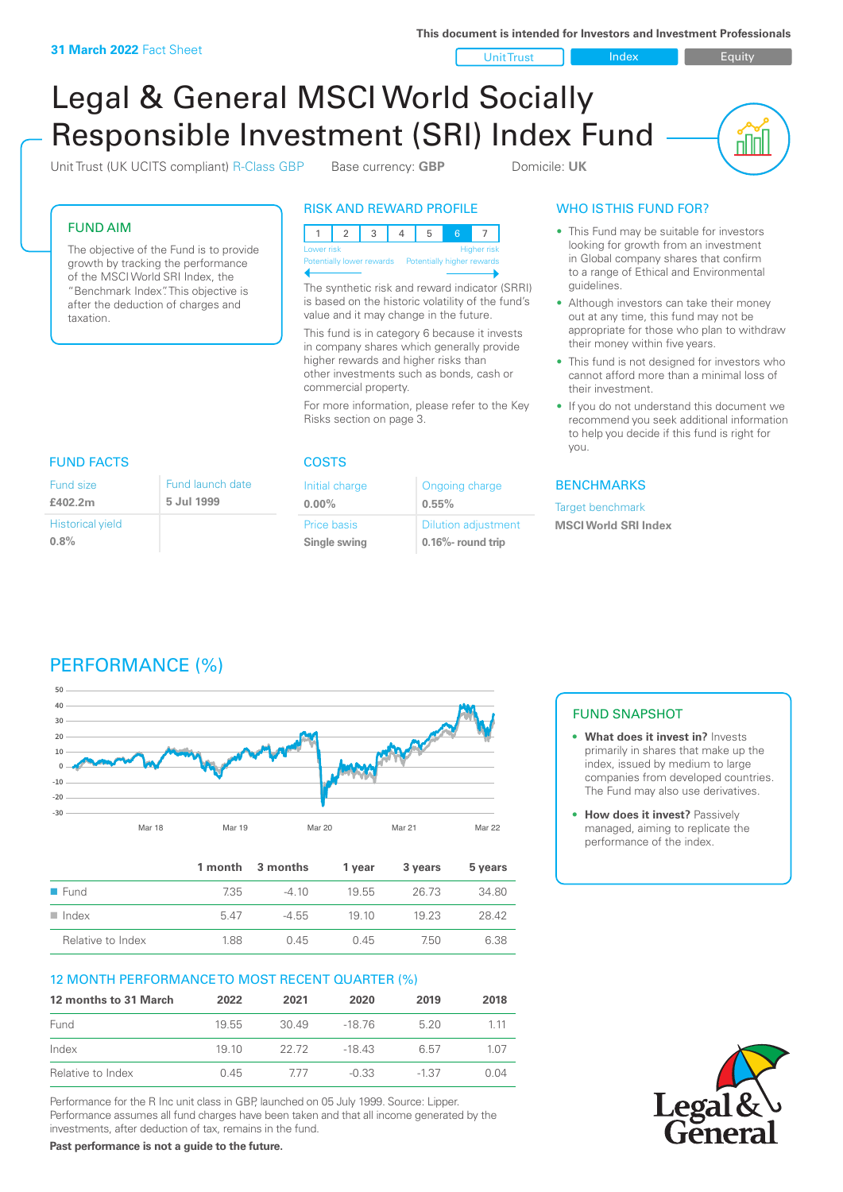**31 March 2022** Fact Sheet

This document is intended for Investors and Investment Professionals

Unit Trust | Index | Equity

# Legal & General MSCI World Socially Responsible Investment (SRI) Index Fund

Unit Trust (UK UCITS compliant) R-Class GBP    Base currency: **GBP**    Domicile: **UK**

## FUND AIM

The objective of the Fund is to provide growth by tracking the performance of the MSCI World SRI Index, the "Benchmark Index". This objective is after the deduction of charges and taxation.

## RISK AND REWARD PROFILE

| 1 | 2 | 3 | 4 | 5 | 6 | 7 |
|---|---|---|---|---|---|---|

Lower risk — Potentially lower rewards | Higher risk — Potentially higher rewards

The synthetic risk and reward indicator (SRRI) is based on the historic volatility of the fund's value and it may change in the future.

This fund is in category 6 because it invests in company shares which generally provide higher rewards and higher risks than other investments such as bonds, cash or commercial property.

For more information, please refer to the Key Risks section on page 3.

## WHO IS THIS FUND FOR?

- This Fund may be suitable for investors looking for growth from an investment in Global company shares that confirm to a range of Ethical and Environmental guidelines.
- Although investors can take their money out at any time, this fund may not be appropriate for those who plan to withdraw their money within five years.
- This fund is not designed for investors who cannot afford more than a minimal loss of their investment.
- If you do not understand this document we recommend you seek additional information to help you decide if this fund is right for you.

## FUND FACTS

| Fund size | Fund launch date |
|---|---|
| **£402.2m** | **5 Jul 1999** |
| Historical yield | |
| **0.8%** | |

## COSTS

| Initial charge | Ongoing charge |
|---|---|
| **0.00%** | **0.55%** |
| Price basis | Dilution adjustment |
| **Single swing** | **0.16%- round trip** |

## BENCHMARKS

Target benchmark

**MSCI World SRI Index**

## PERFORMANCE (%)

| | 1 month | 3 months | 1 year | 3 years | 5 years |
|---|---|---|---|---|---|
| Fund | 7.35 | -4.10 | 19.55 | 26.73 | 34.80 |
| Index | 5.47 | -4.55 | 19.10 | 19.23 | 28.42 |
| Relative to Index | 1.88 | 0.45 | 0.45 | 7.50 | 6.38 |

## 12 MONTH PERFORMANCE TO MOST RECENT QUARTER (%)

| 12 months to 31 March | 2022 | 2021 | 2020 | 2019 | 2018 |
|---|---|---|---|---|---|
| Fund | 19.55 | 30.49 | -18.76 | 5.20 | 1.11 |
| Index | 19.10 | 22.72 | -18.43 | 6.57 | 1.07 |
| Relative to Index | 0.45 | 7.77 | -0.33 | -1.37 | 0.04 |

Performance for the R Inc unit class in GBP, launched on 05 July 1999. Source: Lipper. Performance assumes all fund charges have been taken and that all income generated by the investments, after deduction of tax, remains in the fund.

**Past performance is not a guide to the future.**

## FUND SNAPSHOT

- **What does it invest in?** Invests primarily in shares that make up the index, issued by medium to large companies from developed countries. The Fund may also use derivatives.
- **How does it invest?** Passively managed, aiming to replicate the performance of the index.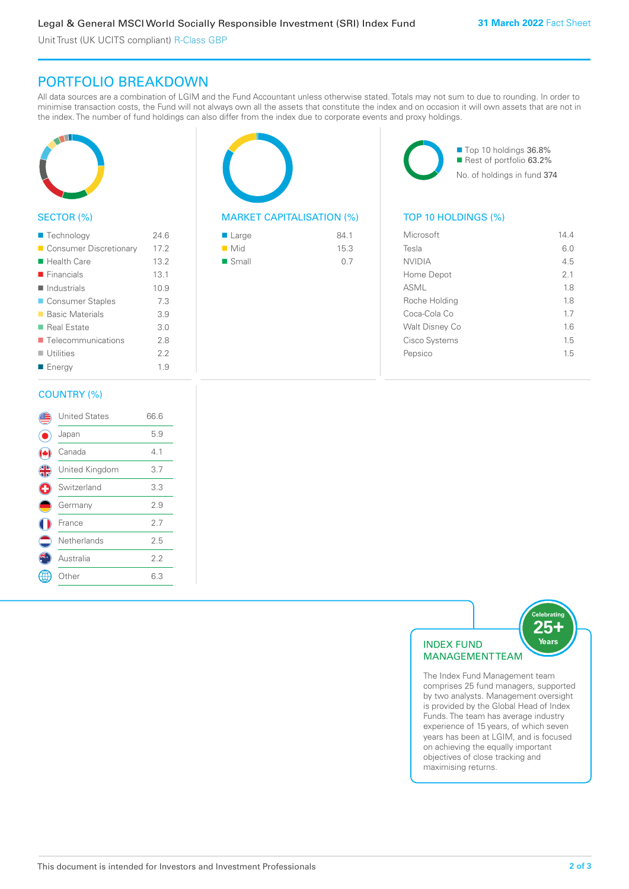## PORTFOLIO BREAKDOWN

All data sources are a combination of LGIM and the Fund Accountant unless otherwise stated. Totals may not sum to due to rounding. In order to minimise transaction costs, the Fund will not always own all the assets that constitute the index and on occasion it will own assets that are not in the index. The number of fund holdings can also differ from the index due to corporate events and proxy holdings.

### SECTOR (%)

| Sector | % |
|---|---|
| Technology | 24.6 |
| Consumer Discretionary | 17.2 |
| Health Care | 13.2 |
| Financials | 13.1 |
| Industrials | 10.9 |
| Consumer Staples | 7.3 |
| Basic Materials | 3.9 |
| Real Estate | 3.0 |
| Telecommunications | 2.8 |
| Utilities | 2.2 |
| Energy | 1.9 |

### MARKET CAPITALISATION (%)

| Market Capitalisation | % |
|---|---|
| Large | 84.1 |
| Mid | 15.3 |
| Small | 0.7 |

Top 10 holdings 36.8%
Rest of portfolio 63.2%
No. of holdings in fund 374

### TOP 10 HOLDINGS (%)

| Holding | % |
|---|---|
| Microsoft | 14.4 |
| Tesla | 6.0 |
| NVIDIA | 4.5 |
| Home Depot | 2.1 |
| ASML | 1.8 |
| Roche Holding | 1.8 |
| Coca-Cola Co | 1.7 |
| Walt Disney Co | 1.6 |
| Cisco Systems | 1.5 |
| Pepsico | 1.5 |

### COUNTRY (%)

| Country | % |
|---|---|
| United States | 66.6 |
| Japan | 5.9 |
| Canada | 4.1 |
| United Kingdom | 3.7 |
| Switzerland | 3.3 |
| Germany | 2.9 |
| France | 2.7 |
| Netherlands | 2.5 |
| Australia | 2.2 |
| Other | 6.3 |

### INDEX FUND MANAGEMENT TEAM

Celebrating 25+ Years

The Index Fund Management team comprises 25 fund managers, supported by two analysts. Management oversight is provided by the Global Head of Index Funds. The team has average industry experience of 15 years, of which seven years has been at LGIM, and is focused on achieving the equally important objectives of close tracking and maximising returns.

This document is intended for Investors and Investment Professionals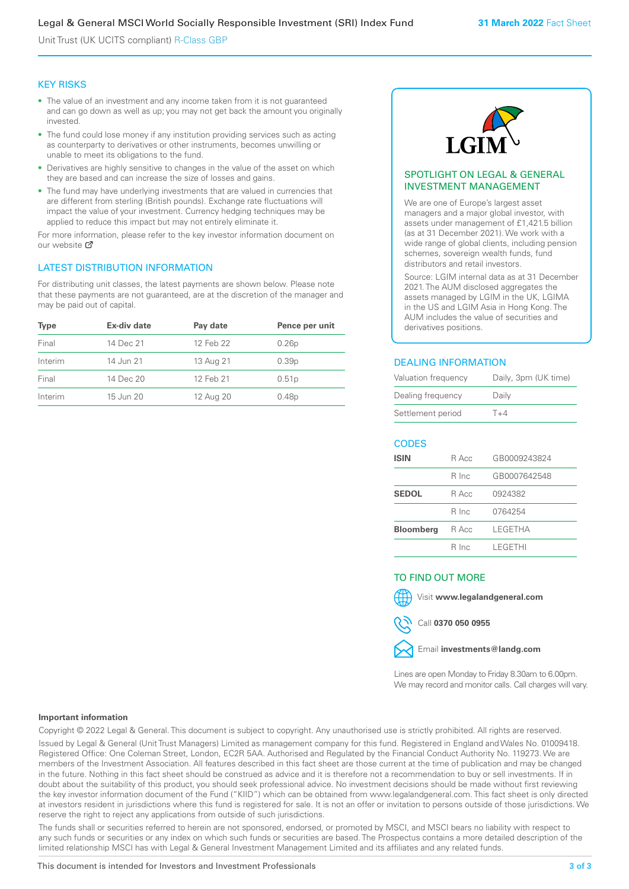## KEY RISKS

- The value of an investment and any income taken from it is not guaranteed and can go down as well as up; you may not get back the amount you originally invested.
- The fund could lose money if any institution providing services such as acting as counterparty to derivatives or other instruments, becomes unwilling or unable to meet its obligations to the fund.
- Derivatives are highly sensitive to changes in the value of the asset on which they are based and can increase the size of losses and gains.
- The fund may have underlying investments that are valued in currencies that are different from sterling (British pounds). Exchange rate fluctuations will impact the value of your investment. Currency hedging techniques may be applied to reduce this impact but may not entirely eliminate it.

For more information, please refer to the key investor information document on our website

## LATEST DISTRIBUTION INFORMATION

For distributing unit classes, the latest payments are shown below. Please note that these payments are not guaranteed, are at the discretion of the manager and may be paid out of capital.

| Type | Ex-div date | Pay date | Pence per unit |
|---|---|---|---|
| Final | 14 Dec 21 | 12 Feb 22 | 0.26p |
| Interim | 14 Jun 21 | 13 Aug 21 | 0.39p |
| Final | 14 Dec 20 | 12 Feb 21 | 0.51p |
| Interim | 15 Jun 20 | 12 Aug 20 | 0.48p |

LGIM

## SPOTLIGHT ON LEGAL & GENERAL INVESTMENT MANAGEMENT

We are one of Europe's largest asset managers and a major global investor, with assets under management of £1,421.5 billion (as at 31 December 2021). We work with a wide range of global clients, including pension schemes, sovereign wealth funds, fund distributors and retail investors.

Source: LGIM internal data as at 31 December 2021. The AUM disclosed aggregates the assets managed by LGIM in the UK, LGIMA in the US and LGIM Asia in Hong Kong. The AUM includes the value of securities and derivatives positions.

## DEALING INFORMATION

| | |
|---|---|
| Valuation frequency | Daily, 3pm (UK time) |
| Dealing frequency | Daily |
| Settlement period | T+4 |

## CODES

| | | |
|---|---|---|
| **ISIN** | R Acc | GB0009243824 |
| | R Inc | GB0007642548 |
| **SEDOL** | R Acc | 0924382 |
| | R Inc | 0764254 |
| **Bloomberg** | R Acc | LEGETHA |
| | R Inc | LEGETHI |

## TO FIND OUT MORE

Visit **www.legalandgeneral.com**

Call **0370 050 0955**

Email **investments@landg.com**

Lines are open Monday to Friday 8.30am to 6.00pm. We may record and monitor calls. Call charges will vary.

**Important information**

Copyright © 2022 Legal & General. This document is subject to copyright. Any unauthorised use is strictly prohibited. All rights are reserved.

Issued by Legal & General (Unit Trust Managers) Limited as management company for this fund. Registered in England and Wales No. 01009418. Registered Office: One Coleman Street, London, EC2R 5AA. Authorised and Regulated by the Financial Conduct Authority No. 119273. We are members of the Investment Association. All features described in this fact sheet are those current at the time of publication and may be changed in the future. Nothing in this fact sheet should be construed as advice and it is therefore not a recommendation to buy or sell investments. If in doubt about the suitability of this product, you should seek professional advice. No investment decisions should be made without first reviewing the key investor information document of the Fund ("KIID") which can be obtained from www.legalandgeneral.com. This fact sheet is only directed at investors resident in jurisdictions where this fund is registered for sale. It is not an offer or invitation to persons outside of those jurisdictions. We reserve the right to reject any applications from outside of such jurisdictions.

The funds shall or securities referred to herein are not sponsored, endorsed, or promoted by MSCI, and MSCI bears no liability with respect to any such funds or securities or any index on which such funds or securities are based. The Prospectus contains a more detailed description of the limited relationship MSCI has with Legal & General Investment Management Limited and its affiliates and any related funds.

This document is intended for Investors and Investment Professionals